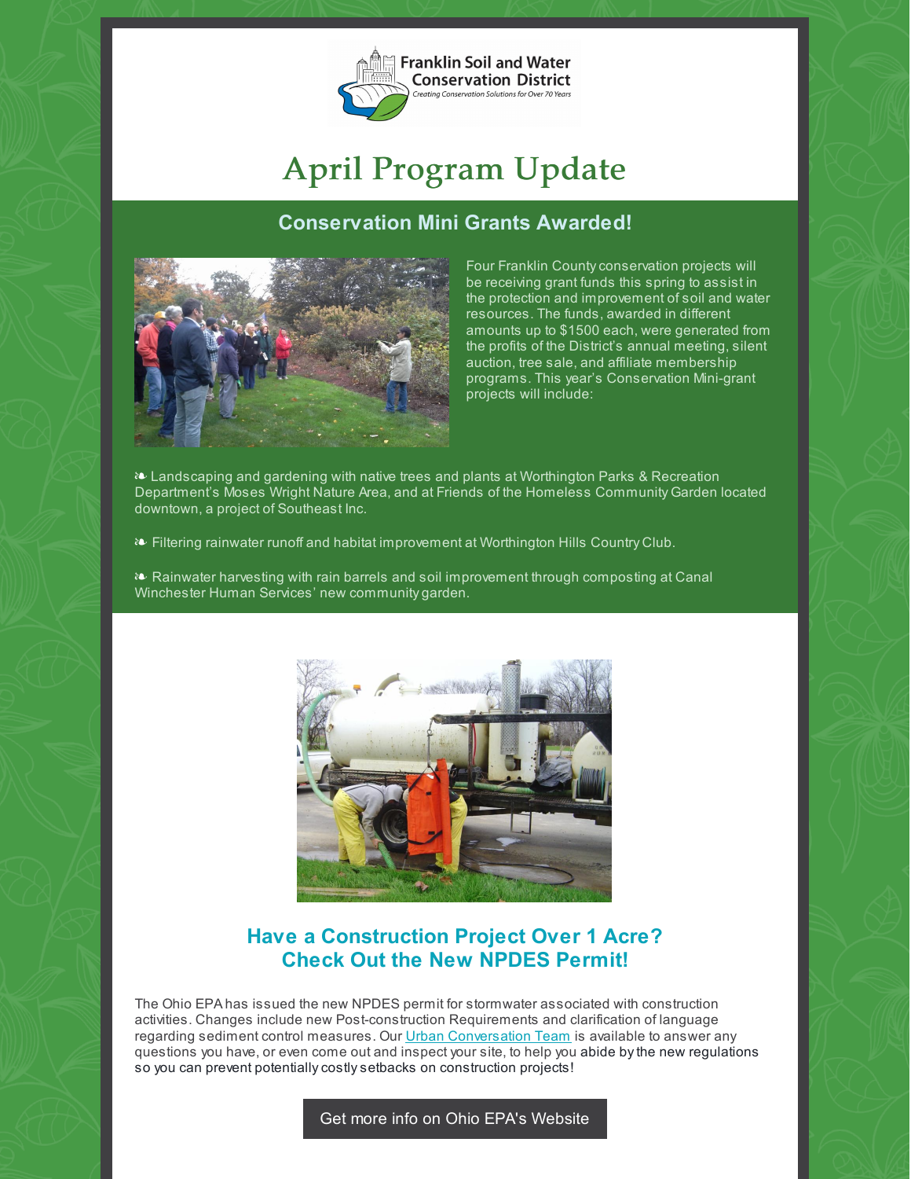Franklin Soil and Water Conservation District

*Creating Conservation Solutions for Over 70 Years*

# April Program Update

## Conservation Mini Grants Awarded!

Four Franklin County conservation projects will be receiving grant funds this spring to assist in the protection and improvement of soil and water resources. The funds, awarded in different amounts up to $1500 each, were generated from the profits of the District's annual meeting, silent auction, tree sale, and affiliate membership programs. This year's Conservation Mini-grant projects will include:

❧ Landscaping and gardening with native trees and plants at Worthington Parks & Recreation Department's Moses Wright Nature Area, and at Friends of the Homeless Community Garden located downtown, a project of Southeast Inc.

❧ Filtering rainwater runoff and habitat improvement at Worthington Hills Country Club.

❧ Rainwater harvesting with rain barrels and soil improvement through composting at Canal Winchester Human Services' new community garden.

## Have a Construction Project Over 1 Acre? Check Out the New NPDES Permit!

The Ohio EPA has issued the new NPDES permit for stormwater associated with construction activities. Changes include new Post-construction Requirements and clarification of language regarding sediment control measures. Our Urban Conversation Team is available to answer any questions you have, or even come out and inspect your site, to help you abide by the new regulations so you can prevent potentially costly setbacks on construction projects!

Get more info on Ohio EPA's Website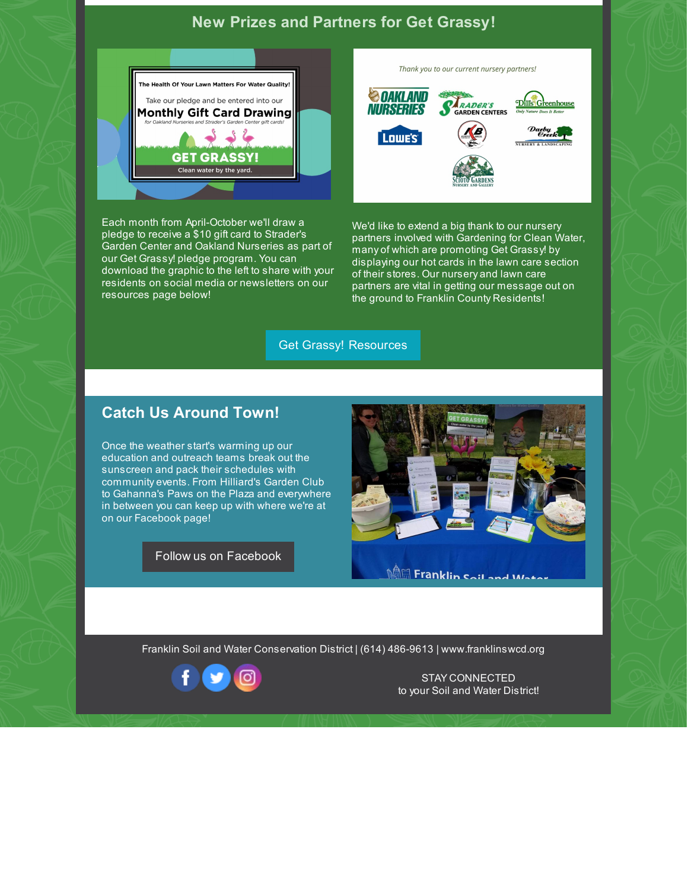## New Prizes and Partners for Get Grassy!

Each month from April-October we'll draw a pledge to receive a $10 gift card to Strader's Garden Center and Oakland Nurseries as part of our Get Grassy! pledge program. You can download the graphic to the left to share with your residents on social media or newsletters on our resources page below!

We'd like to extend a big thank to our nursery partners involved with Gardening for Clean Water, many of which are promoting Get Grassy! by displaying our hot cards in the lawn care section of their stores. Our nursery and lawn care partners are vital in getting our message out on the ground to Franklin County Residents!

Get Grassy! Resources

## Catch Us Around Town!

Once the weather start's warming up our education and outreach teams break out the sunscreen and pack their schedules with community events. From Hilliard's Garden Club to Gahanna's Paws on the Plaza and everywhere in between you can keep up with where we're at on our Facebook page!

Follow us on Facebook

Franklin Soil and Water Conservation District | (614) 486-9613 | www.franklinswcd.org

STAY CONNECTED
to your Soil and Water District!